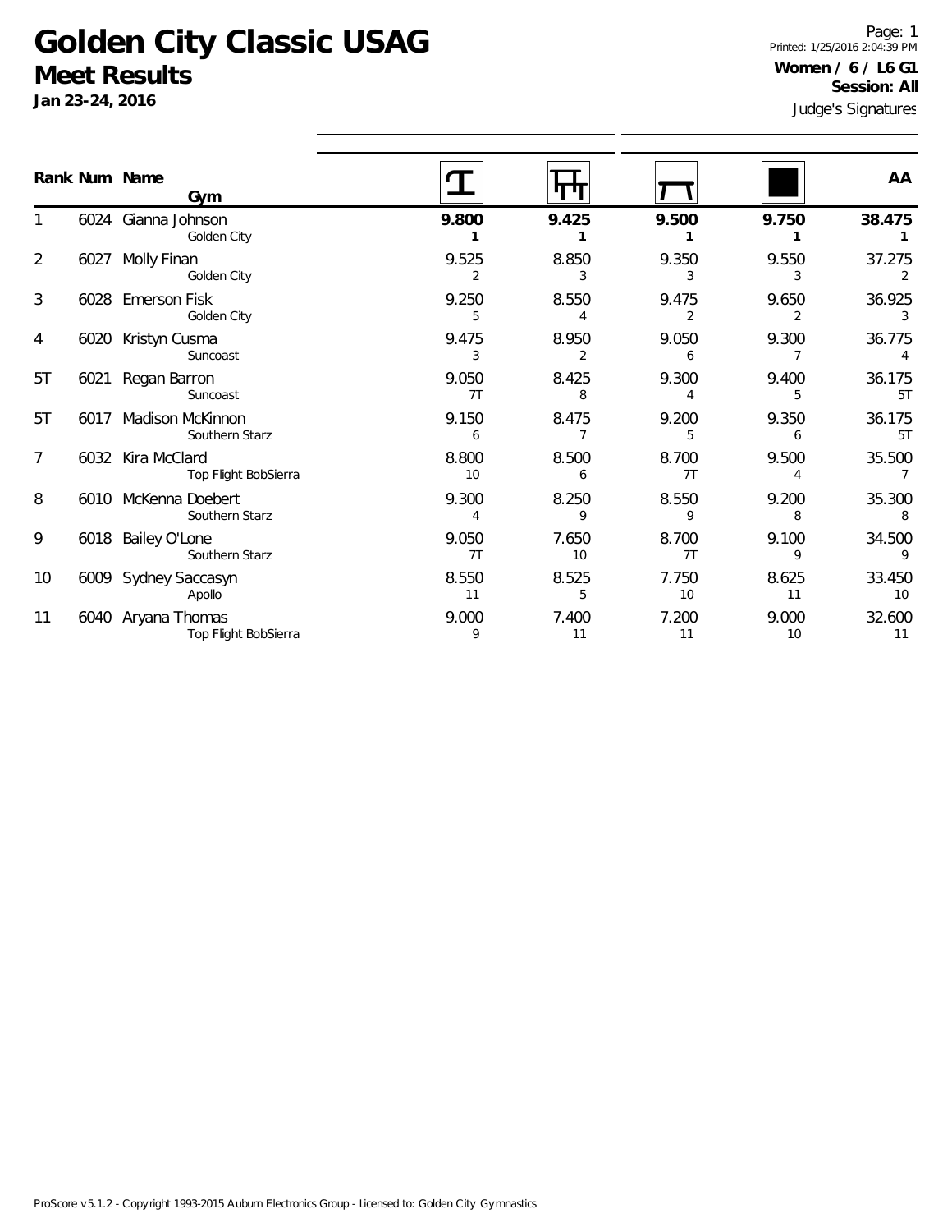# Golden City Classic USAG

## Meet Results

**Jan 23-24, 2016**

Printed: 1/25/2016 2:04:39 PM

**Women / 6 / L6 G1**

**Session: All**

Judge's Signatures

| Rank | Num | Name / Gym | Vault | Bars | Beam | Floor | AA |
|---|---|---|---|---|---|---|---|
| 1 | 6024 | Gianna Johnson<br>Golden City | **9.800**<br>**1** | **9.425**<br>**1** | **9.500**<br>**1** | **9.750**<br>**1** | **38.475**<br>**1** |
| 2 | 6027 | Molly Finan<br>Golden City | 9.525<br>2 | 8.850<br>3 | 9.350<br>3 | 9.550<br>3 | 37.275<br>2 |
| 3 | 6028 | Emerson Fisk<br>Golden City | 9.250<br>5 | 8.550<br>4 | 9.475<br>2 | 9.650<br>2 | 36.925<br>3 |
| 4 | 6020 | Kristyn Cusma<br>Suncoast | 9.475<br>3 | 8.950<br>2 | 9.050<br>6 | 9.300<br>7 | 36.775<br>4 |
| 5T | 6021 | Regan Barron<br>Suncoast | 9.050<br>7T | 8.425<br>8 | 9.300<br>4 | 9.400<br>5 | 36.175<br>5T |
| 5T | 6017 | Madison McKinnon<br>Southern Starz | 9.150<br>6 | 8.475<br>7 | 9.200<br>5 | 9.350<br>6 | 36.175<br>5T |
| 7 | 6032 | Kira McClard<br>Top Flight BobSierra | 8.800<br>10 | 8.500<br>6 | 8.700<br>7T | 9.500<br>4 | 35.500<br>7 |
| 8 | 6010 | McKenna Doebert<br>Southern Starz | 9.300<br>4 | 8.250<br>9 | 8.550<br>9 | 9.200<br>8 | 35.300<br>8 |
| 9 | 6018 | Bailey O'Lone<br>Southern Starz | 9.050<br>7T | 7.650<br>10 | 8.700<br>7T | 9.100<br>9 | 34.500<br>9 |
| 10 | 6009 | Sydney Saccasyn<br>Apollo | 8.550<br>11 | 8.525<br>5 | 7.750<br>10 | 8.625<br>11 | 33.450<br>10 |
| 11 | 6040 | Aryana Thomas<br>Top Flight BobSierra | 9.000<br>9 | 7.400<br>11 | 7.200<br>11 | 9.000<br>10 | 32.600<br>11 |

ProScore v5.1.2 - Copyright 1993-2015 Auburn Electronics Group - Licensed to: Golden City Gymnastics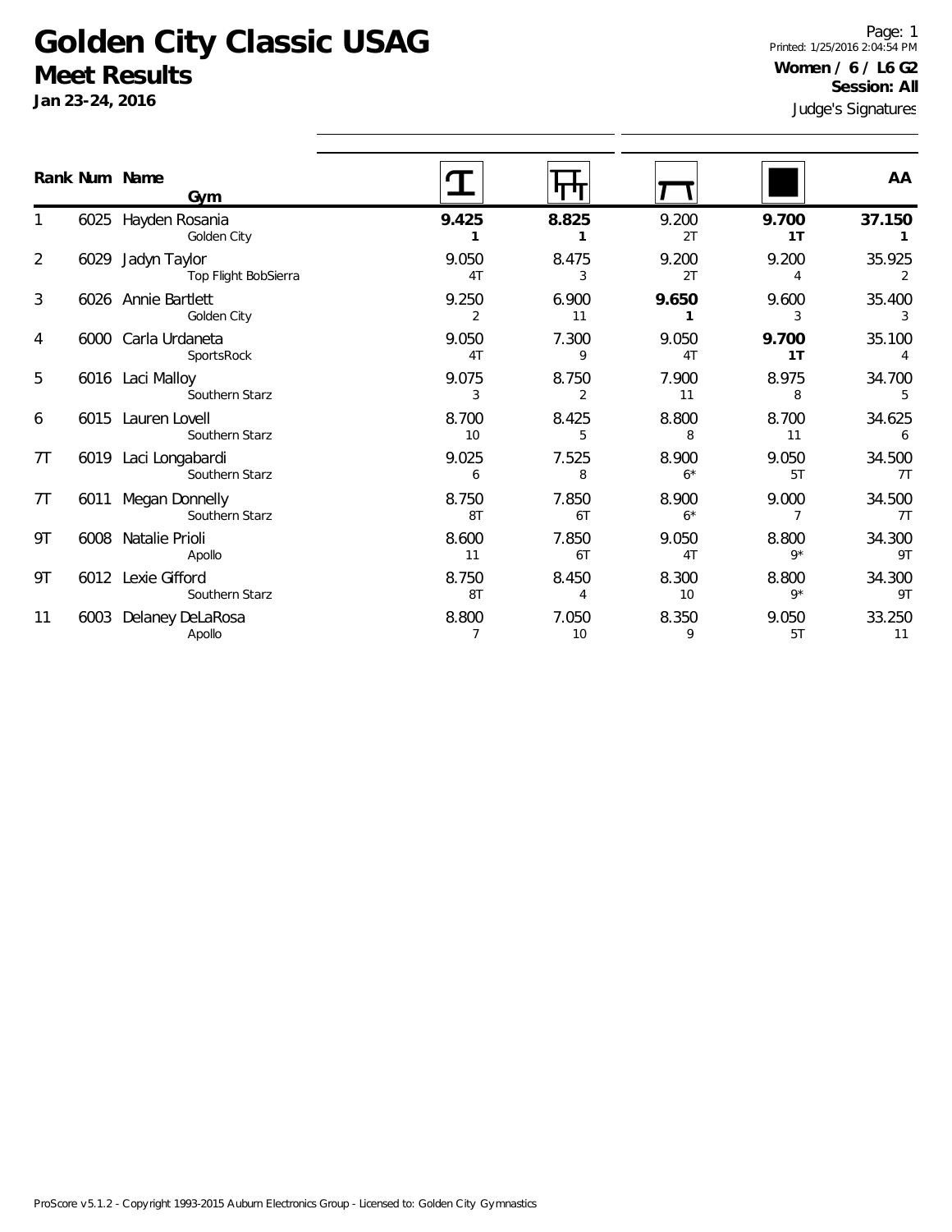# Golden City Classic USAG

## Meet Results

**Jan 23-24, 2016**

Printed: 1/25/2016 2:04:54 PM

**Women / 6 / L6 G2**

**Session: All**

Judge's Signatures

| Rank | Num | Name / Gym | Vault | Bars | Beam | Floor | AA |
|---|---|---|---|---|---|---|---|
| 1 | 6025 | Hayden Rosania<br>Golden City | **9.425**<br>**1** | **8.825**<br>**1** | 9.200<br>2T | **9.700**<br>**1T** | **37.150**<br>**1** |
| 2 | 6029 | Jadyn Taylor<br>Top Flight BobSierra | 9.050<br>4T | 8.475<br>3 | 9.200<br>2T | 9.200<br>4 | 35.925<br>2 |
| 3 | 6026 | Annie Bartlett<br>Golden City | 9.250<br>2 | 6.900<br>11 | **9.650**<br>**1** | 9.600<br>3 | 35.400<br>3 |
| 4 | 6000 | Carla Urdaneta<br>SportsRock | 9.050<br>4T | 7.300<br>9 | 9.050<br>4T | **9.700**<br>**1T** | 35.100<br>4 |
| 5 | 6016 | Laci Malloy<br>Southern Starz | 9.075<br>3 | 8.750<br>2 | 7.900<br>11 | 8.975<br>8 | 34.700<br>5 |
| 6 | 6015 | Lauren Lovell<br>Southern Starz | 8.700<br>10 | 8.425<br>5 | 8.800<br>8 | 8.700<br>11 | 34.625<br>6 |
| 7T | 6019 | Laci Longabardi<br>Southern Starz | 9.025<br>6 | 7.525<br>8 | 8.900<br>6* | 9.050<br>5T | 34.500<br>7T |
| 7T | 6011 | Megan Donnelly<br>Southern Starz | 8.750<br>8T | 7.850<br>6T | 8.900<br>6* | 9.000<br>7 | 34.500<br>7T |
| 9T | 6008 | Natalie Prioli<br>Apollo | 8.600<br>11 | 7.850<br>6T | 9.050<br>4T | 8.800<br>9* | 34.300<br>9T |
| 9T | 6012 | Lexie Gifford<br>Southern Starz | 8.750<br>8T | 8.450<br>4 | 8.300<br>10 | 8.800<br>9* | 34.300<br>9T |
| 11 | 6003 | Delaney DeLaRosa<br>Apollo | 8.800<br>7 | 7.050<br>10 | 8.350<br>9 | 9.050<br>5T | 33.250<br>11 |

ProScore v5.1.2 - Copyright 1993-2015 Auburn Electronics Group - Licensed to: Golden City Gymnastics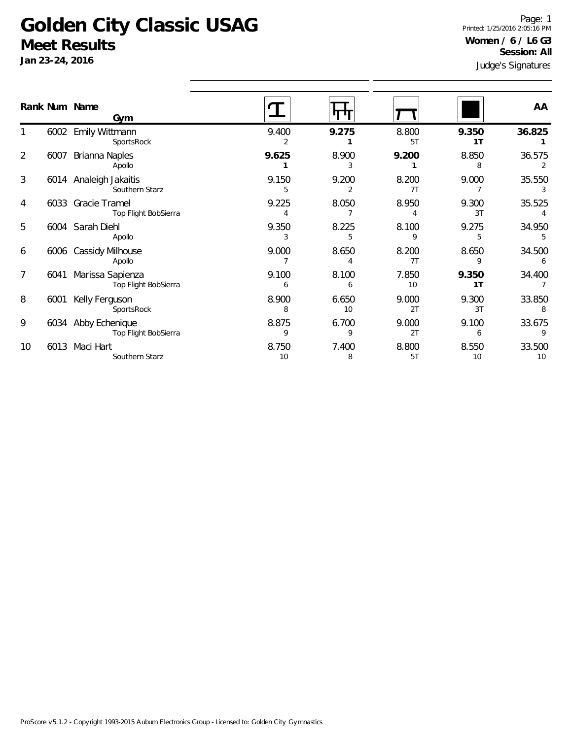# Golden City Classic USAG

## Meet Results

**Jan 23-24, 2016**

Printed: 1/25/2016 2:05:16 PM

**Women / 6 / L6 G3**

**Session: All**

Judge's Signatures

| Rank | Num | Name / Gym | Vault | Bars | Beam | Floor | AA |
|---|---|---|---|---|---|---|---|
| 1 | 6002 | Emily Wittmann<br>SportsRock | 9.400<br>2 | **9.275**<br>**1** | 8.800<br>5T | **9.350**<br>**1T** | **36.825**<br>**1** |
| 2 | 6007 | Brianna Naples<br>Apollo | **9.625**<br>**1** | 8.900<br>3 | **9.200**<br>**1** | 8.850<br>8 | 36.575<br>2 |
| 3 | 6014 | Analeigh Jakaitis<br>Southern Starz | 9.150<br>5 | 9.200<br>2 | 8.200<br>7T | 9.000<br>7 | 35.550<br>3 |
| 4 | 6033 | Gracie Tramel<br>Top Flight BobSierra | 9.225<br>4 | 8.050<br>7 | 8.950<br>4 | 9.300<br>3T | 35.525<br>4 |
| 5 | 6004 | Sarah Diehl<br>Apollo | 9.350<br>3 | 8.225<br>5 | 8.100<br>9 | 9.275<br>5 | 34.950<br>5 |
| 6 | 6006 | Cassidy Milhouse<br>Apollo | 9.000<br>7 | 8.650<br>4 | 8.200<br>7T | 8.650<br>9 | 34.500<br>6 |
| 7 | 6041 | Marissa Sapienza<br>Top Flight BobSierra | 9.100<br>6 | 8.100<br>6 | 7.850<br>10 | **9.350**<br>**1T** | 34.400<br>7 |
| 8 | 6001 | Kelly Ferguson<br>SportsRock | 8.900<br>8 | 6.650<br>10 | 9.000<br>2T | 9.300<br>3T | 33.850<br>8 |
| 9 | 6034 | Abby Echenique<br>Top Flight BobSierra | 8.875<br>9 | 6.700<br>9 | 9.000<br>2T | 9.100<br>6 | 33.675<br>9 |
| 10 | 6013 | Maci Hart<br>Southern Starz | 8.750<br>10 | 7.400<br>8 | 8.800<br>5T | 8.550<br>10 | 33.500<br>10 |

ProScore v5.1.2 - Copyright 1993-2015 Auburn Electronics Group - Licensed to: Golden City Gymnastics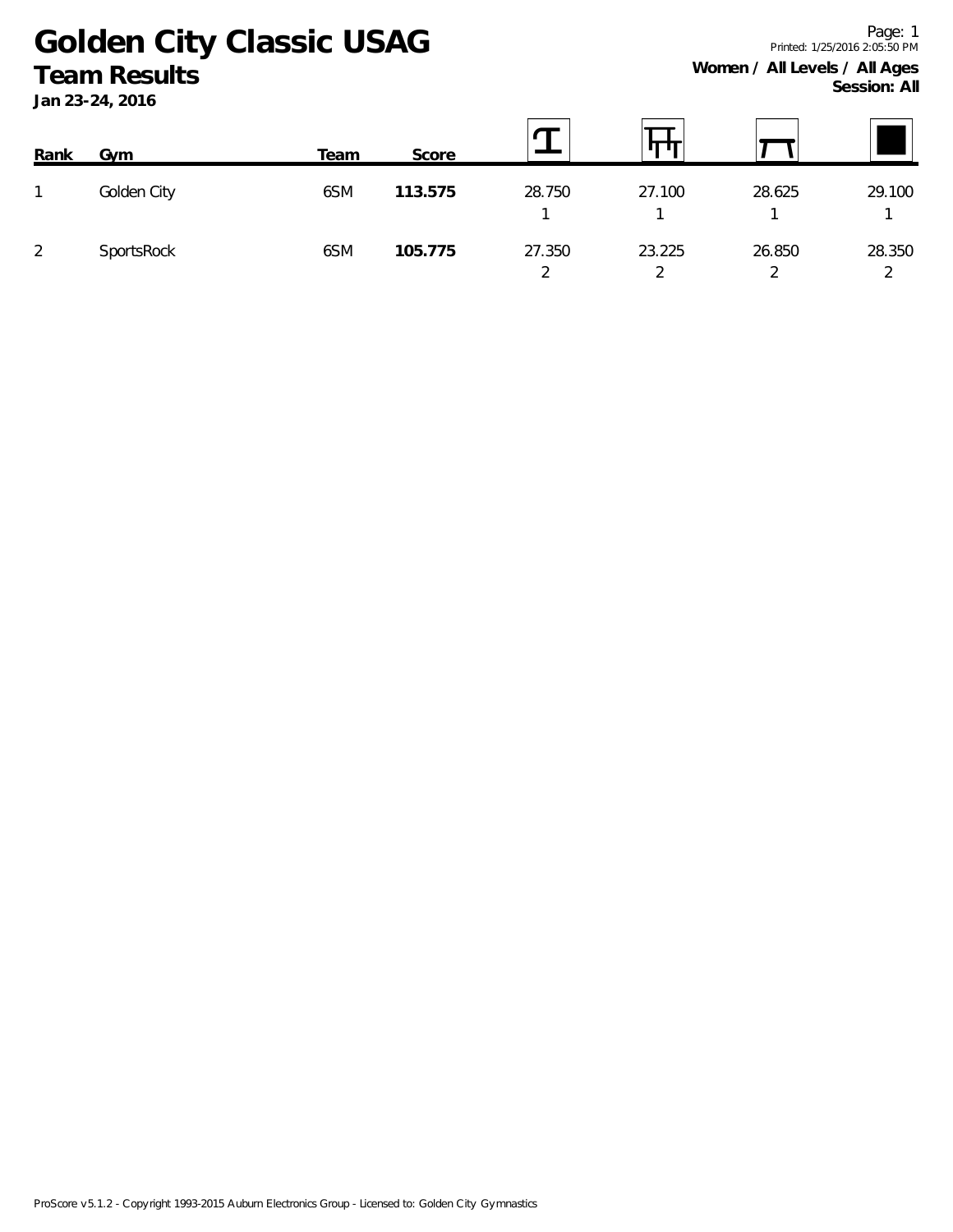# Golden City Classic USAG

## Team Results

**Jan 23-24, 2016**

**Women / All Levels / All Ages**
**Session: All**

| Rank | Gym | Team | Score | Vault | Bars | Beam | Floor |
|---|---|---|---|---|---|---|---|
| 1 | Golden City | 6SM | **113.575** | 28.750<br>1 | 27.100<br>1 | 28.625<br>1 | 29.100<br>1 |
| 2 | SportsRock | 6SM | **105.775** | 27.350<br>2 | 23.225<br>2 | 26.850<br>2 | 28.350<br>2 |

ProScore v5.1.2 - Copyright 1993-2015 Auburn Electronics Group - Licensed to: Golden City Gymnastics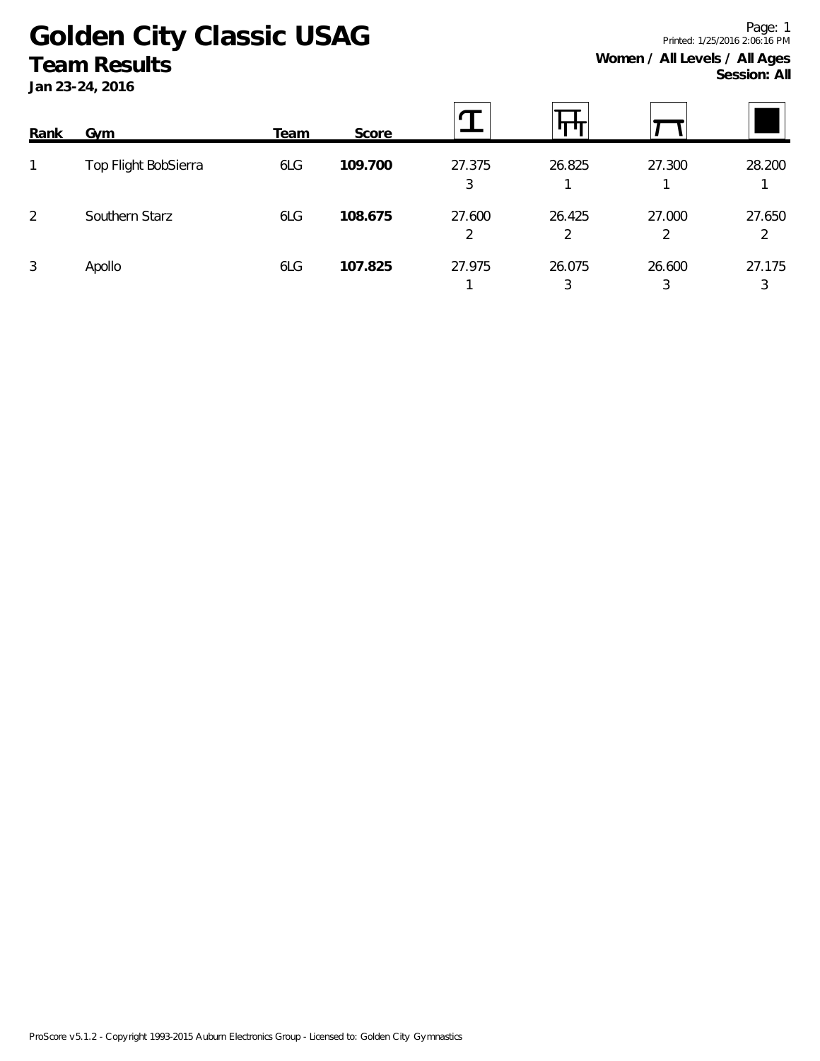# Golden City Classic USAG

## Team Results

**Jan 23-24, 2016**

**Women / All Levels / All Ages**
**Session: All**

| Rank | Gym | Team | Score | Vault | Bars | Beam | Floor |
|---|---|---|---|---|---|---|---|
| 1 | Top Flight BobSierra | 6LG | **109.700** | 27.375<br>3 | 26.825<br>1 | 27.300<br>1 | 28.200<br>1 |
| 2 | Southern Starz | 6LG | **108.675** | 27.600<br>2 | 26.425<br>2 | 27.000<br>2 | 27.650<br>2 |
| 3 | Apollo | 6LG | **107.825** | 27.975<br>1 | 26.075<br>3 | 26.600<br>3 | 27.175<br>3 |

ProScore v5.1.2 - Copyright 1993-2015 Auburn Electronics Group - Licensed to: Golden City Gymnastics